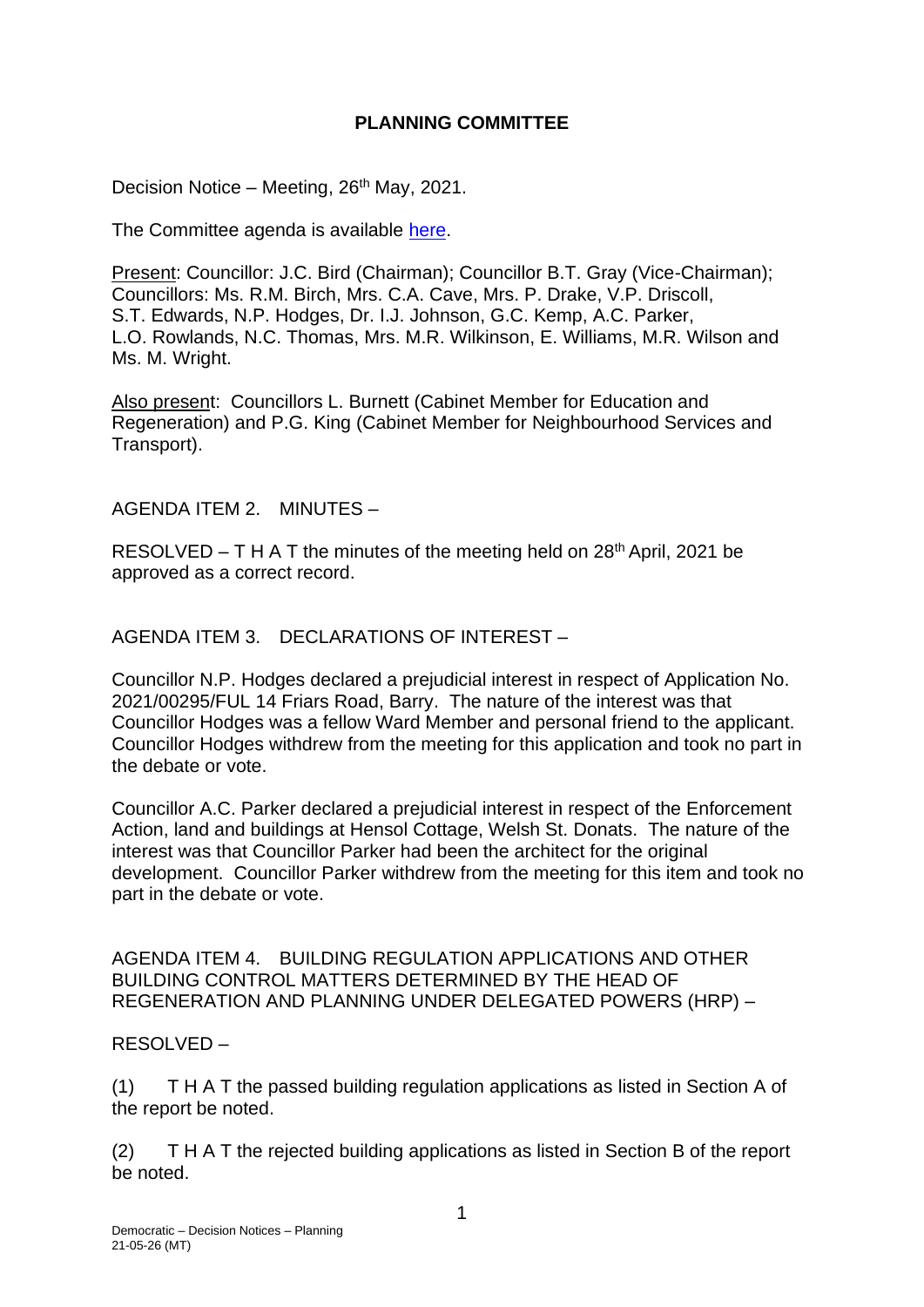# PLANNING COMMITTEE

Decision Notice – Meeting, 26th May, 2021.

The Committee agenda is available here.

Present: Councillor: J.C. Bird (Chairman); Councillor B.T. Gray (Vice-Chairman); Councillors: Ms. R.M. Birch, Mrs. C.A. Cave, Mrs. P. Drake, V.P. Driscoll, S.T. Edwards, N.P. Hodges, Dr. I.J. Johnson, G.C. Kemp, A.C. Parker, L.O. Rowlands, N.C. Thomas, Mrs. M.R. Wilkinson, E. Williams, M.R. Wilson and Ms. M. Wright.

Also present: Councillors L. Burnett (Cabinet Member for Education and Regeneration) and P.G. King (Cabinet Member for Neighbourhood Services and Transport).

AGENDA ITEM 2. MINUTES –

RESOLVED – T H A T the minutes of the meeting held on 28th April, 2021 be approved as a correct record.

AGENDA ITEM 3. DECLARATIONS OF INTEREST –

Councillor N.P. Hodges declared a prejudicial interest in respect of Application No. 2021/00295/FUL 14 Friars Road, Barry. The nature of the interest was that Councillor Hodges was a fellow Ward Member and personal friend to the applicant. Councillor Hodges withdrew from the meeting for this application and took no part in the debate or vote.

Councillor A.C. Parker declared a prejudicial interest in respect of the Enforcement Action, land and buildings at Hensol Cottage, Welsh St. Donats. The nature of the interest was that Councillor Parker had been the architect for the original development. Councillor Parker withdrew from the meeting for this item and took no part in the debate or vote.

AGENDA ITEM 4. BUILDING REGULATION APPLICATIONS AND OTHER BUILDING CONTROL MATTERS DETERMINED BY THE HEAD OF REGENERATION AND PLANNING UNDER DELEGATED POWERS (HRP) –

RESOLVED –

(1) T H A T the passed building regulation applications as listed in Section A of the report be noted.

(2) T H A T the rejected building applications as listed in Section B of the report be noted.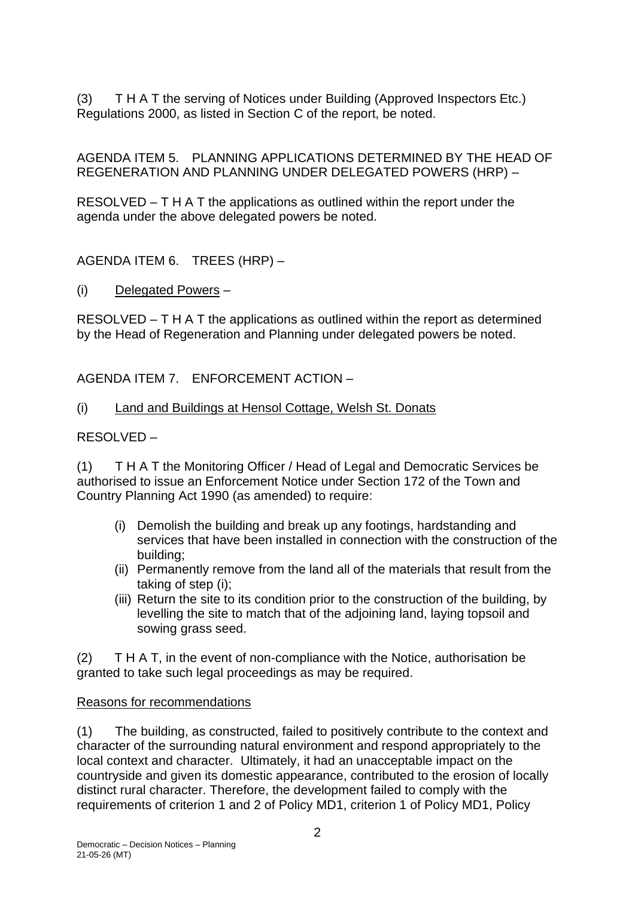(3) T H A T the serving of Notices under Building (Approved Inspectors Etc.) Regulations 2000, as listed in Section C of the report, be noted.

AGENDA ITEM 5. PLANNING APPLICATIONS DETERMINED BY THE HEAD OF REGENERATION AND PLANNING UNDER DELEGATED POWERS (HRP) –

RESOLVED – T H A T the applications as outlined within the report under the agenda under the above delegated powers be noted.

AGENDA ITEM 6. TREES (HRP) –

(i) Delegated Powers –

RESOLVED – T H A T the applications as outlined within the report as determined by the Head of Regeneration and Planning under delegated powers be noted.

AGENDA ITEM 7. ENFORCEMENT ACTION –

(i) Land and Buildings at Hensol Cottage, Welsh St. Donats

RESOLVED –

(1) T H A T the Monitoring Officer / Head of Legal and Democratic Services be authorised to issue an Enforcement Notice under Section 172 of the Town and Country Planning Act 1990 (as amended) to require:

(i) Demolish the building and break up any footings, hardstanding and services that have been installed in connection with the construction of the building;
(ii) Permanently remove from the land all of the materials that result from the taking of step (i);
(iii) Return the site to its condition prior to the construction of the building, by levelling the site to match that of the adjoining land, laying topsoil and sowing grass seed.

(2) T H A T, in the event of non-compliance with the Notice, authorisation be granted to take such legal proceedings as may be required.

Reasons for recommendations

(1) The building, as constructed, failed to positively contribute to the context and character of the surrounding natural environment and respond appropriately to the local context and character. Ultimately, it had an unacceptable impact on the countryside and given its domestic appearance, contributed to the erosion of locally distinct rural character. Therefore, the development failed to comply with the requirements of criterion 1 and 2 of Policy MD1, criterion 1 of Policy MD1, Policy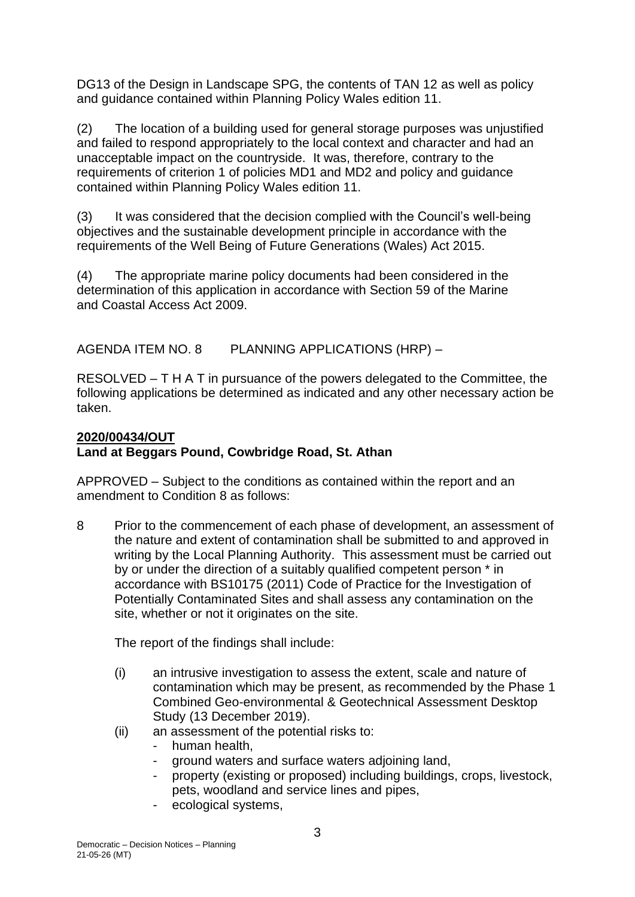DG13 of the Design in Landscape SPG, the contents of TAN 12 as well as policy and guidance contained within Planning Policy Wales edition 11.

(2) The location of a building used for general storage purposes was unjustified and failed to respond appropriately to the local context and character and had an unacceptable impact on the countryside. It was, therefore, contrary to the requirements of criterion 1 of policies MD1 and MD2 and policy and guidance contained within Planning Policy Wales edition 11.

(3) It was considered that the decision complied with the Council's well-being objectives and the sustainable development principle in accordance with the requirements of the Well Being of Future Generations (Wales) Act 2015.

(4) The appropriate marine policy documents had been considered in the determination of this application in accordance with Section 59 of the Marine and Coastal Access Act 2009.

AGENDA ITEM NO. 8 PLANNING APPLICATIONS (HRP) –

RESOLVED – T H A T in pursuance of the powers delegated to the Committee, the following applications be determined as indicated and any other necessary action be taken.

**2020/00434/OUT**
**Land at Beggars Pound, Cowbridge Road, St. Athan**

APPROVED – Subject to the conditions as contained within the report and an amendment to Condition 8 as follows:

8 Prior to the commencement of each phase of development, an assessment of the nature and extent of contamination shall be submitted to and approved in writing by the Local Planning Authority. This assessment must be carried out by or under the direction of a suitably qualified competent person * in accordance with BS10175 (2011) Code of Practice for the Investigation of Potentially Contaminated Sites and shall assess any contamination on the site, whether or not it originates on the site.

The report of the findings shall include:

(i) an intrusive investigation to assess the extent, scale and nature of contamination which may be present, as recommended by the Phase 1 Combined Geo-environmental & Geotechnical Assessment Desktop Study (13 December 2019).
(ii) an assessment of the potential risks to:
- human health,
- ground waters and surface waters adjoining land,
- property (existing or proposed) including buildings, crops, livestock, pets, woodland and service lines and pipes,
- ecological systems,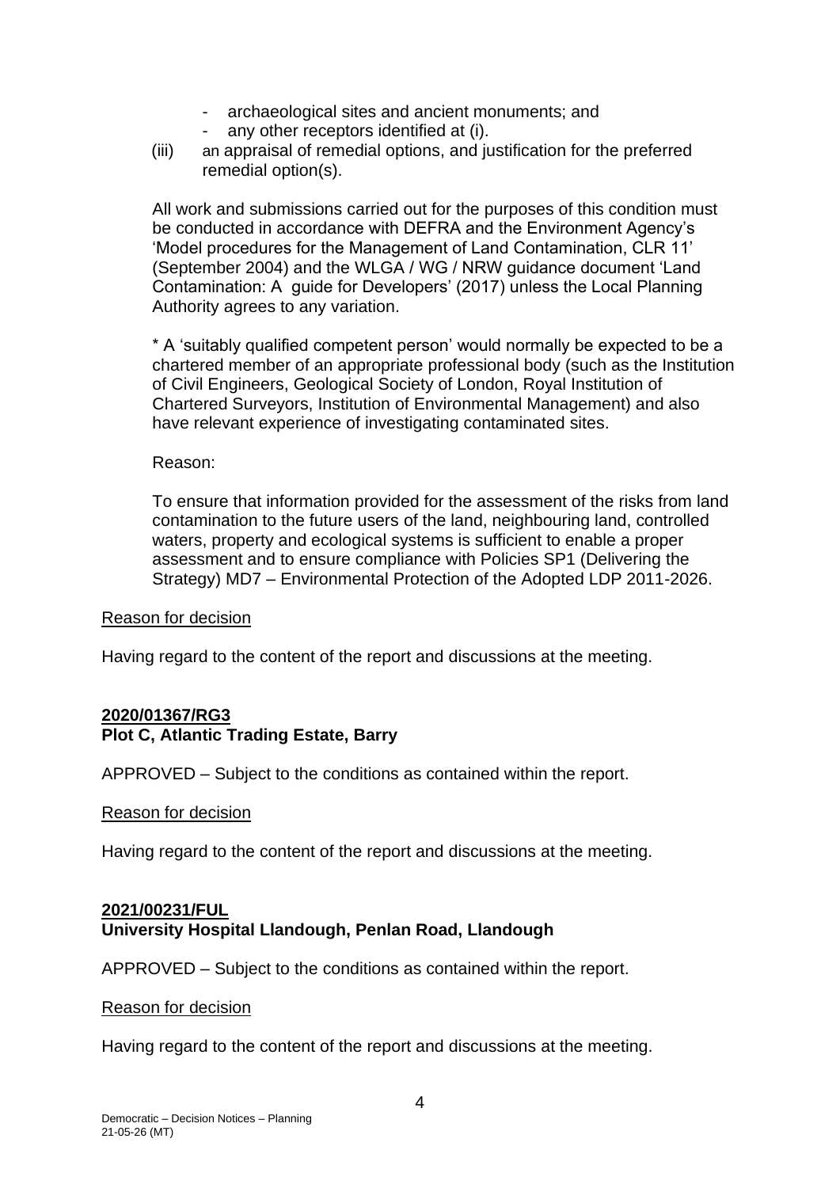- archaeological sites and ancient monuments; and
- any other receptors identified at (i).

(iii) an appraisal of remedial options, and justification for the preferred remedial option(s).

All work and submissions carried out for the purposes of this condition must be conducted in accordance with DEFRA and the Environment Agency's 'Model procedures for the Management of Land Contamination, CLR 11' (September 2004) and the WLGA / WG / NRW guidance document 'Land Contamination: A guide for Developers' (2017) unless the Local Planning Authority agrees to any variation.

* A 'suitably qualified competent person' would normally be expected to be a chartered member of an appropriate professional body (such as the Institution of Civil Engineers, Geological Society of London, Royal Institution of Chartered Surveyors, Institution of Environmental Management) and also have relevant experience of investigating contaminated sites.

Reason:

To ensure that information provided for the assessment of the risks from land contamination to the future users of the land, neighbouring land, controlled waters, property and ecological systems is sufficient to enable a proper assessment and to ensure compliance with Policies SP1 (Delivering the Strategy) MD7 – Environmental Protection of the Adopted LDP 2011-2026.

Reason for decision

Having regard to the content of the report and discussions at the meeting.

**2020/01367/RG3**
**Plot C, Atlantic Trading Estate, Barry**

APPROVED – Subject to the conditions as contained within the report.

Reason for decision

Having regard to the content of the report and discussions at the meeting.

**2021/00231/FUL**
**University Hospital Llandough, Penlan Road, Llandough**

APPROVED – Subject to the conditions as contained within the report.

Reason for decision

Having regard to the content of the report and discussions at the meeting.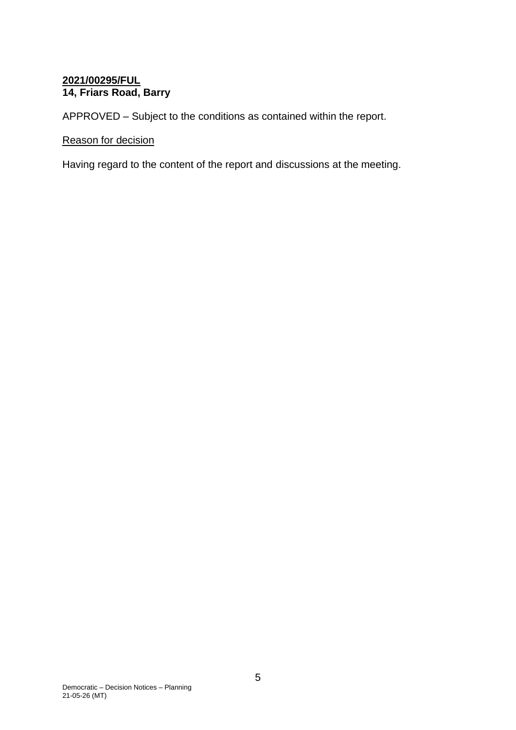**<u>2021/00295/FUL</u>**
**14, Friars Road, Barry**

APPROVED – Subject to the conditions as contained within the report.

<u>Reason for decision</u>

Having regard to the content of the report and discussions at the meeting.